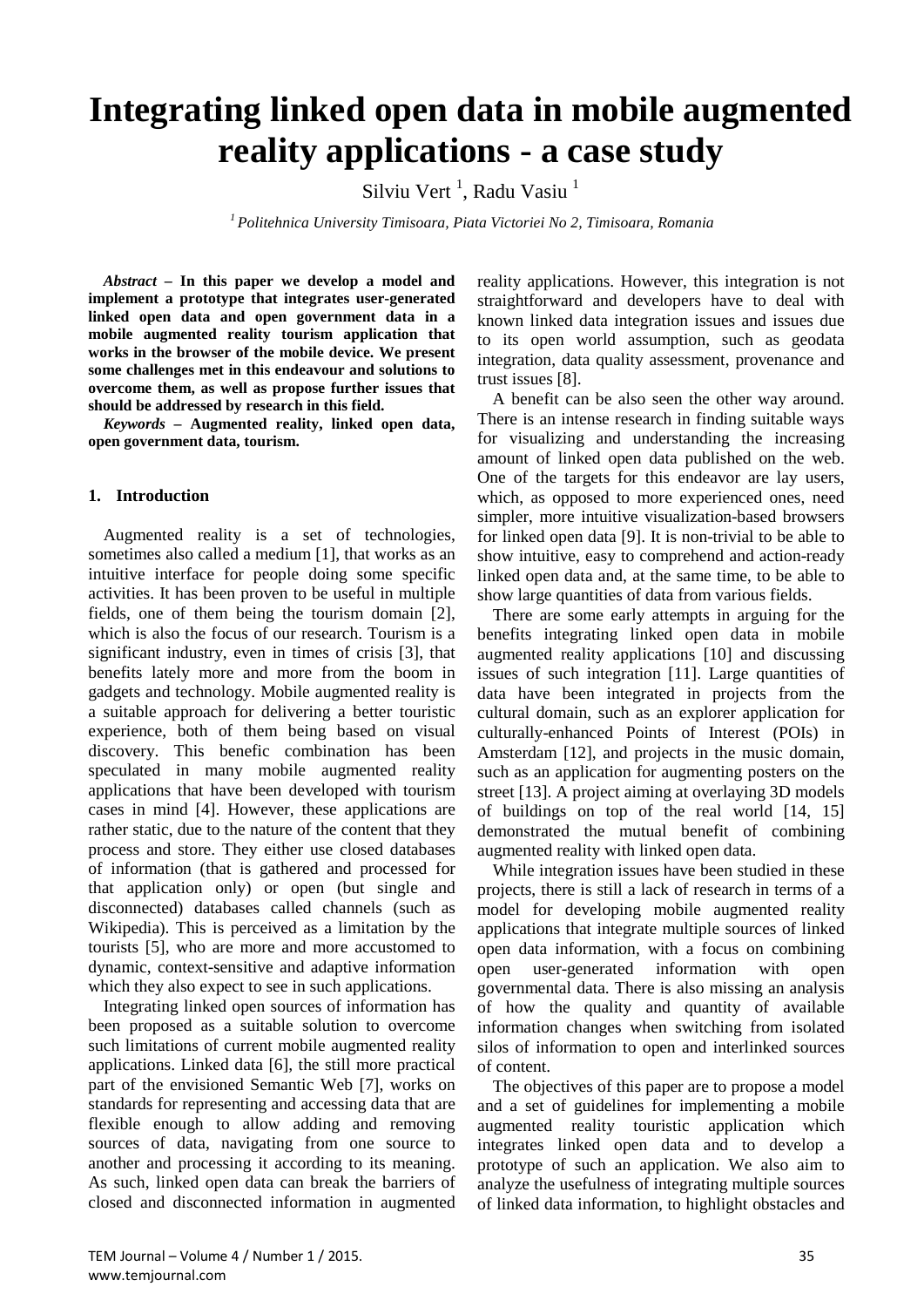# Integrating linked open data in mobile augmented reality applications - a case study

Silviu Vert [1], Radu Vasiu [1]

[1] *Politehnica University Timisoara, Piata Victoriei No 2, Timisoara, Romania*

***Abstract* – In this paper we develop a model and implement a prototype that integrates user-generated linked open data and open government data in a mobile augmented reality tourism application that works in the browser of the mobile device. We present some challenges met in this endeavour and solutions to overcome them, as well as propose further issues that should be addressed by research in this field.**

***Keywords* – Augmented reality, linked open data, open government data, tourism.**

## 1. Introduction

Augmented reality is a set of technologies, sometimes also called a medium [1], that works as an intuitive interface for people doing some specific activities. It has been proven to be useful in multiple fields, one of them being the tourism domain [2], which is also the focus of our research. Tourism is a significant industry, even in times of crisis [3], that benefits lately more and more from the boom in gadgets and technology. Mobile augmented reality is a suitable approach for delivering a better touristic experience, both of them being based on visual discovery. This benefic combination has been speculated in many mobile augmented reality applications that have been developed with tourism cases in mind [4]. However, these applications are rather static, due to the nature of the content that they process and store. They either use closed databases of information (that is gathered and processed for that application only) or open (but single and disconnected) databases called channels (such as Wikipedia). This is perceived as a limitation by the tourists [5], who are more and more accustomed to dynamic, context-sensitive and adaptive information which they also expect to see in such applications.

Integrating linked open sources of information has been proposed as a suitable solution to overcome such limitations of current mobile augmented reality applications. Linked data [6], the still more practical part of the envisioned Semantic Web [7], works on standards for representing and accessing data that are flexible enough to allow adding and removing sources of data, navigating from one source to another and processing it according to its meaning. As such, linked open data can break the barriers of closed and disconnected information in augmented reality applications. However, this integration is not straightforward and developers have to deal with known linked data integration issues and issues due to its open world assumption, such as geodata integration, data quality assessment, provenance and trust issues [8].

A benefit can be also seen the other way around. There is an intense research in finding suitable ways for visualizing and understanding the increasing amount of linked open data published on the web. One of the targets for this endeavor are lay users, which, as opposed to more experienced ones, need simpler, more intuitive visualization-based browsers for linked open data [9]. It is non-trivial to be able to show intuitive, easy to comprehend and action-ready linked open data and, at the same time, to be able to show large quantities of data from various fields.

There are some early attempts in arguing for the benefits integrating linked open data in mobile augmented reality applications [10] and discussing issues of such integration [11]. Large quantities of data have been integrated in projects from the cultural domain, such as an explorer application for culturally-enhanced Points of Interest (POIs) in Amsterdam [12], and projects in the music domain, such as an application for augmenting posters on the street [13]. A project aiming at overlaying 3D models of buildings on top of the real world [14, 15] demonstrated the mutual benefit of combining augmented reality with linked open data.

While integration issues have been studied in these projects, there is still a lack of research in terms of a model for developing mobile augmented reality applications that integrate multiple sources of linked open data information, with a focus on combining open user-generated information with open governmental data. There is also missing an analysis of how the quality and quantity of available information changes when switching from isolated silos of information to open and interlinked sources of content.

The objectives of this paper are to propose a model and a set of guidelines for implementing a mobile augmented reality touristic application which integrates linked open data and to develop a prototype of such an application. We also aim to analyze the usefulness of integrating multiple sources of linked data information, to highlight obstacles and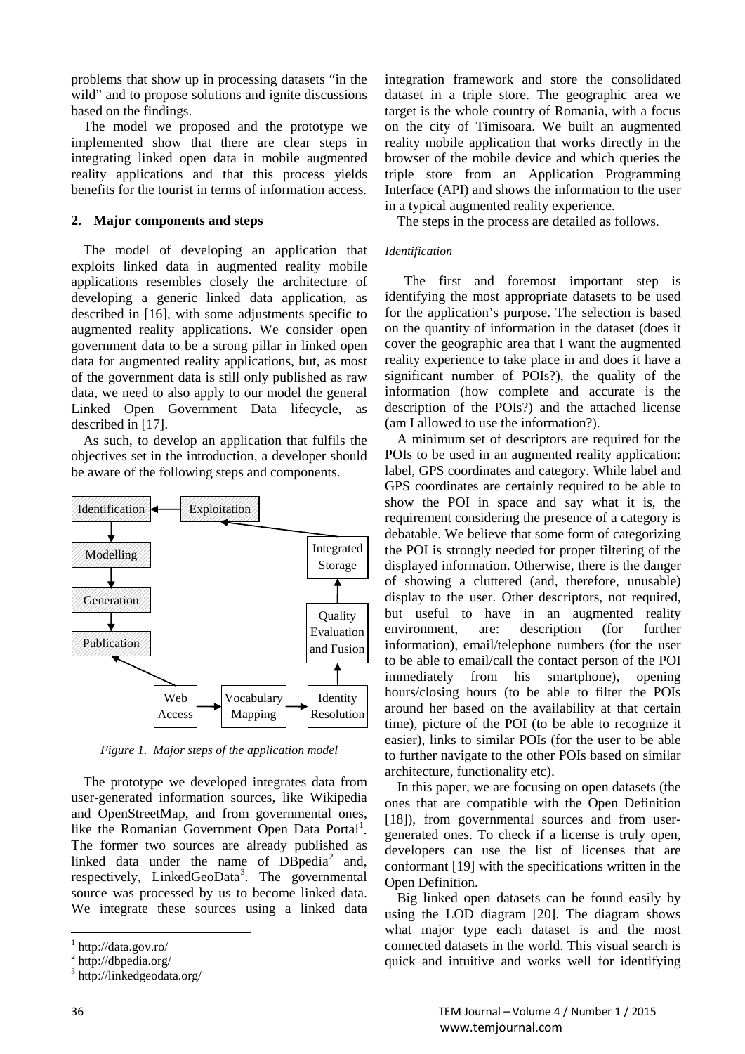problems that show up in processing datasets "in the wild" and to propose solutions and ignite discussions based on the findings.

The model we proposed and the prototype we implemented show that there are clear steps in integrating linked open data in mobile augmented reality applications and that this process yields benefits for the tourist in terms of information access.

## 2. Major components and steps

The model of developing an application that exploits linked data in augmented reality mobile applications resembles closely the architecture of developing a generic linked data application, as described in [16], with some adjustments specific to augmented reality applications. We consider open government data to be a strong pillar in linked open data for augmented reality applications, but, as most of the government data is still only published as raw data, we need to also apply to our model the general Linked Open Government Data lifecycle, as described in [17].

As such, to develop an application that fulfils the objectives set in the introduction, a developer should be aware of the following steps and components.

Identification ← Exploitation
Modelling
Generation
Publication
Web Access → Vocabulary Mapping → Identity Resolution → Quality Evaluation and Fusion → Integrated Storage

*Figure 1. Major steps of the application model*

The prototype we developed integrates data from user-generated information sources, like Wikipedia and OpenStreetMap, and from governmental ones, like the Romanian Government Open Data Portal[1]. The former two sources are already published as linked data under the name of DBpedia[2] and, respectively, LinkedGeoData[3]. The governmental source was processed by us to become linked data. We integrate these sources using a linked data integration framework and store the consolidated dataset in a triple store. The geographic area we target is the whole country of Romania, with a focus on the city of Timisoara. We built an augmented reality mobile application that works directly in the browser of the mobile device and which queries the triple store from an Application Programming Interface (API) and shows the information to the user in a typical augmented reality experience.

The steps in the process are detailed as follows.

*Identification*

The first and foremost important step is identifying the most appropriate datasets to be used for the application's purpose. The selection is based on the quantity of information in the dataset (does it cover the geographic area that I want the augmented reality experience to take place in and does it have a significant number of POIs?), the quality of the information (how complete and accurate is the description of the POIs?) and the attached license (am I allowed to use the information?).

A minimum set of descriptors are required for the POIs to be used in an augmented reality application: label, GPS coordinates and category. While label and GPS coordinates are certainly required to be able to show the POI in space and say what it is, the requirement considering the presence of a category is debatable. We believe that some form of categorizing the POI is strongly needed for proper filtering of the displayed information. Otherwise, there is the danger of showing a cluttered (and, therefore, unusable) display to the user. Other descriptors, not required, but useful to have in an augmented reality environment, are: description (for further information), email/telephone numbers (for the user to be able to email/call the contact person of the POI immediately from his smartphone), opening hours/closing hours (to be able to filter the POIs around her based on the availability at that certain time), picture of the POI (to be able to recognize it easier), links to similar POIs (for the user to be able to further navigate to the other POIs based on similar architecture, functionality etc).

In this paper, we are focusing on open datasets (the ones that are compatible with the Open Definition [18]), from governmental sources and from user-generated ones. To check if a license is truly open, developers can use the list of licenses that are conformant [19] with the specifications written in the Open Definition.

Big linked open datasets can be found easily by using the LOD diagram [20]. The diagram shows what major type each dataset is and the most connected datasets in the world. This visual search is quick and intuitive and works well for identifying

[1] http://data.gov.ro/
[2] http://dbpedia.org/
[3] http://linkedgeodata.org/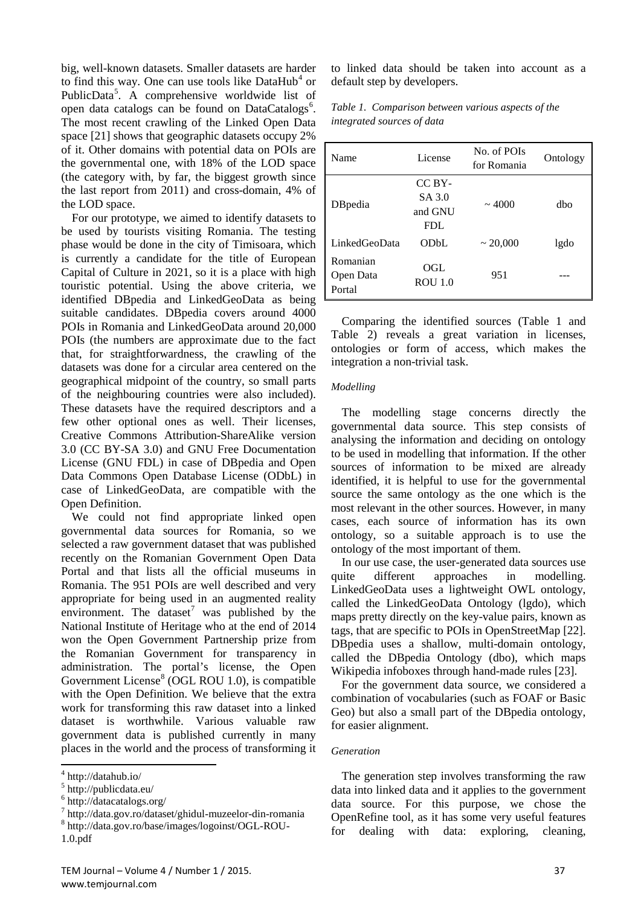big, well-known datasets. Smaller datasets are harder to find this way. One can use tools like DataHub[4] or PublicData[5]. A comprehensive worldwide list of open data catalogs can be found on DataCatalogs[6]. The most recent crawling of the Linked Open Data space [21] shows that geographic datasets occupy 2% of it. Other domains with potential data on POIs are the governmental one, with 18% of the LOD space (the category with, by far, the biggest growth since the last report from 2011) and cross-domain, 4% of the LOD space.

For our prototype, we aimed to identify datasets to be used by tourists visiting Romania. The testing phase would be done in the city of Timisoara, which is currently a candidate for the title of European Capital of Culture in 2021, so it is a place with high touristic potential. Using the above criteria, we identified DBpedia and LinkedGeoData as being suitable candidates. DBpedia covers around 4000 POIs in Romania and LinkedGeoData around 20,000 POIs (the numbers are approximate due to the fact that, for straightforwardness, the crawling of the datasets was done for a circular area centered on the geographical midpoint of the country, so small parts of the neighbouring countries were also included). These datasets have the required descriptors and a few other optional ones as well. Their licenses, Creative Commons Attribution-ShareAlike version 3.0 (CC BY-SA 3.0) and GNU Free Documentation License (GNU FDL) in case of DBpedia and Open Data Commons Open Database License (ODbL) in case of LinkedGeoData, are compatible with the Open Definition.

We could not find appropriate linked open governmental data sources for Romania, so we selected a raw government dataset that was published recently on the Romanian Government Open Data Portal and that lists all the official museums in Romania. The 951 POIs are well described and very appropriate for being used in an augmented reality environment. The dataset[7] was published by the National Institute of Heritage who at the end of 2014 won the Open Government Partnership prize from the Romanian Government for transparency in administration. The portal's license, the Open Government License[8] (OGL ROU 1.0), is compatible with the Open Definition. We believe that the extra work for transforming this raw dataset into a linked dataset is worthwhile. Various valuable raw government data is published currently in many places in the world and the process of transforming it to linked data should be taken into account as a default step by developers.

*Table 1. Comparison between various aspects of the integrated sources of data*

| Name | License | No. of POIs for Romania | Ontology |
|---|---|---|---|
| DBpedia | CC BY-SA 3.0 and GNU FDL | ~ 4000 | dbo |
| LinkedGeoData | ODbL | ~ 20,000 | lgdo |
| Romanian Open Data Portal | OGL ROU 1.0 | 951 | --- |

Comparing the identified sources (Table 1 and Table 2) reveals a great variation in licenses, ontologies or form of access, which makes the integration a non-trivial task.

*Modelling*

The modelling stage concerns directly the governmental data source. This step consists of analysing the information and deciding on ontology to be used in modelling that information. If the other sources of information to be mixed are already identified, it is helpful to use for the governmental source the same ontology as the one which is the most relevant in the other sources. However, in many cases, each source of information has its own ontology, so a suitable approach is to use the ontology of the most important of them.

In our use case, the user-generated data sources use quite different approaches in modelling. LinkedGeoData uses a lightweight OWL ontology, called the LinkedGeoData Ontology (lgdo), which maps pretty directly on the key-value pairs, known as tags, that are specific to POIs in OpenStreetMap [22]. DBpedia uses a shallow, multi-domain ontology, called the DBpedia Ontology (dbo), which maps Wikipedia infoboxes through hand-made rules [23].

For the government data source, we considered a combination of vocabularies (such as FOAF or Basic Geo) but also a small part of the DBpedia ontology, for easier alignment.

*Generation*

The generation step involves transforming the raw data into linked data and it applies to the government data source. For this purpose, we chose the OpenRefine tool, as it has some very useful features for dealing with data: exploring, cleaning,

[4] http://datahub.io/

[5] http://publicdata.eu/

[6] http://datacatalogs.org/

[7] http://data.gov.ro/dataset/ghidul-muzeelor-din-romania

[8] http://data.gov.ro/base/images/logoinst/OGL-ROU-1.0.pdf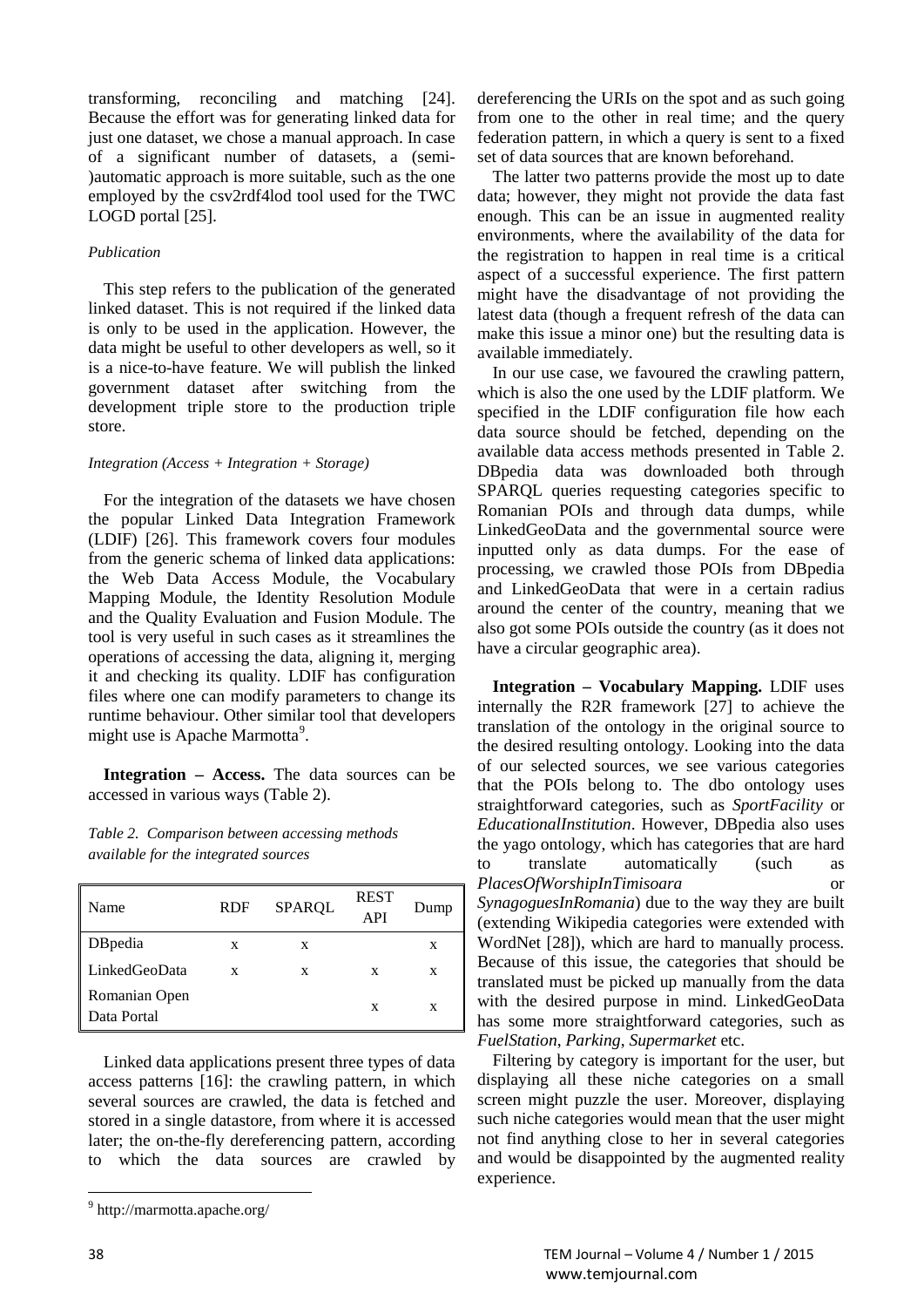transforming, reconciling and matching [24]. Because the effort was for generating linked data for just one dataset, we chose a manual approach. In case of a significant number of datasets, a (semi-)automatic approach is more suitable, such as the one employed by the csv2rdf4lod tool used for the TWC LOGD portal [25].

*Publication*

This step refers to the publication of the generated linked dataset. This is not required if the linked data is only to be used in the application. However, the data might be useful to other developers as well, so it is a nice-to-have feature. We will publish the linked government dataset after switching from the development triple store to the production triple store.

*Integration (Access + Integration + Storage)*

For the integration of the datasets we have chosen the popular Linked Data Integration Framework (LDIF) [26]. This framework covers four modules from the generic schema of linked data applications: the Web Data Access Module, the Vocabulary Mapping Module, the Identity Resolution Module and the Quality Evaluation and Fusion Module. The tool is very useful in such cases as it streamlines the operations of accessing the data, aligning it, merging it and checking its quality. LDIF has configuration files where one can modify parameters to change its runtime behaviour. Other similar tool that developers might use is Apache Marmotta[9].

**Integration – Access.** The data sources can be accessed in various ways (Table 2).

*Table 2. Comparison between accessing methods available for the integrated sources*

| Name | RDF | SPARQL | REST API | Dump |
|---|---|---|---|---|
| DBpedia | x | x | | x |
| LinkedGeoData | x | x | x | x |
| Romanian Open Data Portal | | | x | x |

Linked data applications present three types of data access patterns [16]: the crawling pattern, in which several sources are crawled, the data is fetched and stored in a single datastore, from where it is accessed later; the on-the-fly dereferencing pattern, according to which the data sources are crawled by dereferencing the URIs on the spot and as such going from one to the other in real time; and the query federation pattern, in which a query is sent to a fixed set of data sources that are known beforehand.

The latter two patterns provide the most up to date data; however, they might not provide the data fast enough. This can be an issue in augmented reality environments, where the availability of the data for the registration to happen in real time is a critical aspect of a successful experience. The first pattern might have the disadvantage of not providing the latest data (though a frequent refresh of the data can make this issue a minor one) but the resulting data is available immediately.

In our use case, we favoured the crawling pattern, which is also the one used by the LDIF platform. We specified in the LDIF configuration file how each data source should be fetched, depending on the available data access methods presented in Table 2. DBpedia data was downloaded both through SPARQL queries requesting categories specific to Romanian POIs and through data dumps, while LinkedGeoData and the governmental source were inputted only as data dumps. For the ease of processing, we crawled those POIs from DBpedia and LinkedGeoData that were in a certain radius around the center of the country, meaning that we also got some POIs outside the country (as it does not have a circular geographic area).

**Integration – Vocabulary Mapping.** LDIF uses internally the R2R framework [27] to achieve the translation of the ontology in the original source to the desired resulting ontology. Looking into the data of our selected sources, we see various categories that the POIs belong to. The dbo ontology uses straightforward categories, such as *SportFacility* or *EducationalInstitution*. However, DBpedia also uses the yago ontology, which has categories that are hard to translate automatically (such as *PlacesOfWorshipInTimisoara* or *SynagoguesInRomania*) due to the way they are built (extending Wikipedia categories were extended with WordNet [28]), which are hard to manually process. Because of this issue, the categories that should be translated must be picked up manually from the data with the desired purpose in mind. LinkedGeoData has some more straightforward categories, such as *FuelStation*, *Parking*, *Supermarket* etc.

Filtering by category is important for the user, but displaying all these niche categories on a small screen might puzzle the user. Moreover, displaying such niche categories would mean that the user might not find anything close to her in several categories and would be disappointed by the augmented reality experience.

[9] http://marmotta.apache.org/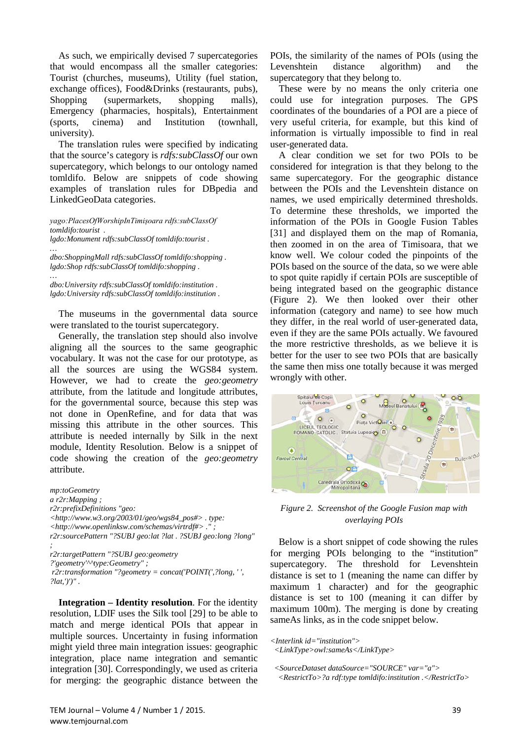As such, we empirically devised 7 supercategories that would encompass all the smaller categories: Tourist (churches, museums), Utility (fuel station, exchange offices), Food&Drinks (restaurants, pubs), Shopping (supermarkets, shopping malls), Emergency (pharmacies, hospitals), Entertainment (sports, cinema) and Institution (townhall, university).

The translation rules were specified by indicating that the source's category is *rdfs:subClassOf* our own supercategory, which belongs to our ontology named tomldifo. Below are snippets of code showing examples of translation rules for DBpedia and LinkedGeoData categories.

```
yago:PlacesOfWorshipInTimișoara rdfs:subClassOf tomldifo:tourist .
lgdo:Monument rdfs:subClassOf tomldifo:tourist .
…
dbo:ShoppingMall rdfs:subClassOf tomldifo:shopping .
lgdo:Shop rdfs:subClassOf tomldifo:shopping .
…
dbo:University rdfs:subClassOf tomldifo:institution .
lgdo:University rdfs:subClassOf tomldifo:institution .
```

The museums in the governmental data source were translated to the tourist supercategory.

Generally, the translation step should also involve aligning all the sources to the same geographic vocabulary. It was not the case for our prototype, as all the sources are using the WGS84 system. However, we had to create the *geo:geometry* attribute, from the latitude and longitude attributes, for the governmental source, because this step was not done in OpenRefine, and for data that was missing this attribute in the other sources. This attribute is needed internally by Silk in the next module, Identity Resolution. Below is a snippet of code showing the creation of the *geo:geometry* attribute.

```
mp:toGeometry
a r2r:Mapping ;
r2r:prefixDefinitions "geo:
<http://www.w3.org/2003/01/geo/wgs84_pos#> . type:
<http://www.openlinksw.com/schemas/virtrdf#> ." ;
r2r:sourcePattern "?SUBJ geo:lat ?lat . ?SUBJ geo:long ?long" ;
r2r:targetPattern "?SUBJ geo:geometry
?'geometry'^^type:Geometry" ;
 r2r:transformation "?geometry = concat('POINT(',?long, ' ', ?lat,')')" .
```

**Integration – Identity resolution**. For the identity resolution, LDIF uses the Silk tool [29] to be able to match and merge identical POIs that appear in multiple sources. Uncertainty in fusing information might yield three main integration issues: geographic integration, place name integration and semantic integration [30]. Correspondingly, we used as criteria for merging: the geographic distance between the POIs, the similarity of the names of POIs (using the Levenshtein distance algorithm) and the supercategory that they belong to.

These were by no means the only criteria one could use for integration purposes. The GPS coordinates of the boundaries of a POI are a piece of very useful criteria, for example, but this kind of information is virtually impossible to find in real user-generated data.

A clear condition we set for two POIs to be considered for integration is that they belong to the same supercategory. For the geographic distance between the POIs and the Levenshtein distance on names, we used empirically determined thresholds. To determine these thresholds, we imported the information of the POIs in Google Fusion Tables [31] and displayed them on the map of Romania, then zoomed in on the area of Timisoara, that we know well. We colour coded the pinpoints of the POIs based on the source of the data, so we were able to spot quite rapidly if certain POIs are susceptible of being integrated based on the geographic distance (Figure 2). We then looked over their other information (category and name) to see how much they differ, in the real world of user-generated data, even if they are the same POIs actually. We favoured the more restrictive thresholds, as we believe it is better for the user to see two POIs that are basically the same then miss one totally because it was merged wrongly with other.

*Figure 2. Screenshot of the Google Fusion map with overlaying POIs*

Below is a short snippet of code showing the rules for merging POIs belonging to the "institution" supercategory. The threshold for Levenshtein distance is set to 1 (meaning the name can differ by maximum 1 character) and for the geographic distance is set to 100 (meaning it can differ by maximum 100m). The merging is done by creating sameAs links, as in the code snippet below.

```
<Interlink id="institution">
 <LinkType>owl:sameAs</LinkType>

 <SourceDataset dataSource="SOURCE" var="a">
  <RestrictTo>?a rdf:type tomldifo:institution .</RestrictTo>
```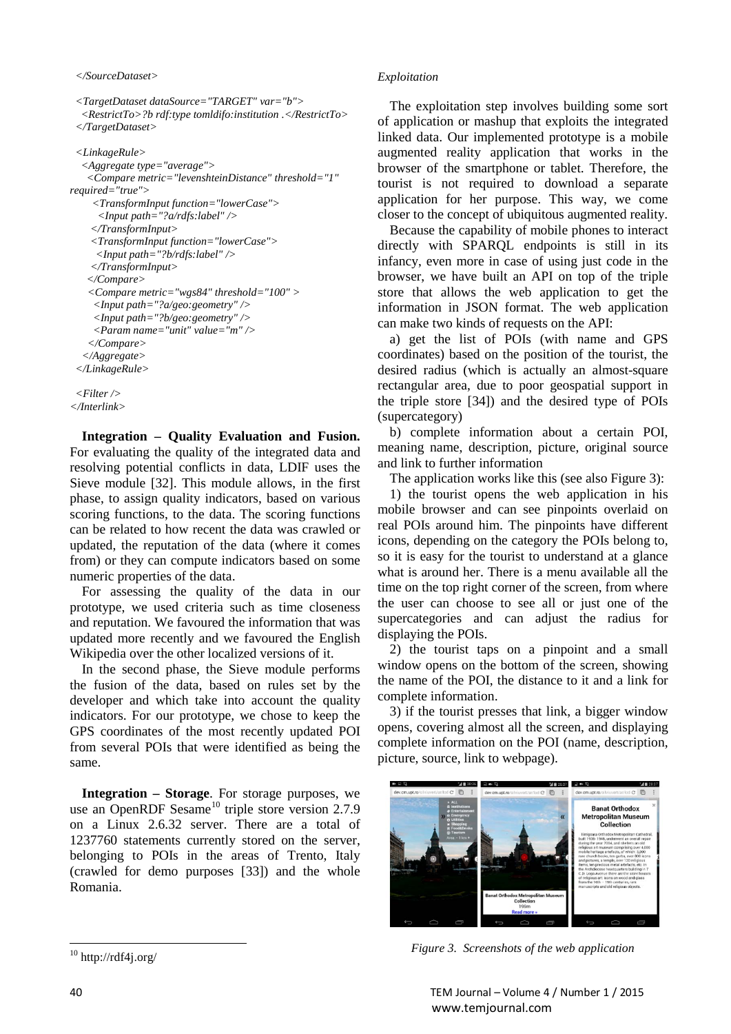```
  </SourceDataset>

  <TargetDataset dataSource="TARGET" var="b">
    <RestrictTo>?b rdf:type tomldifo:institution .</RestrictTo>
  </TargetDataset>

  <LinkageRule>
    <Aggregate type="average">
      <Compare metric="levenshteinDistance" threshold="1"
required="true">
        <TransformInput function="lowerCase">
          <Input path="?a/rdfs:label" />
        </TransformInput>
        <TransformInput function="lowerCase">
          <Input path="?b/rdfs:label" />
        </TransformInput>
      </Compare>
      <Compare metric="wgs84" threshold="100" >
        <Input path="?a/geo:geometry" />
        <Input path="?b/geo:geometry" />
        <Param name="unit" value="m" />
      </Compare>
    </Aggregate>
  </LinkageRule>

  <Filter />
</Interlink>
```

**Integration – Quality Evaluation and Fusion.** For evaluating the quality of the integrated data and resolving potential conflicts in data, LDIF uses the Sieve module [32]. This module allows, in the first phase, to assign quality indicators, based on various scoring functions, to the data. The scoring functions can be related to how recent the data was crawled or updated, the reputation of the data (where it comes from) or they can compute indicators based on some numeric properties of the data.

For assessing the quality of the data in our prototype, we used criteria such as time closeness and reputation. We favoured the information that was updated more recently and we favoured the English Wikipedia over the other localized versions of it.

In the second phase, the Sieve module performs the fusion of the data, based on rules set by the developer and which take into account the quality indicators. For our prototype, we chose to keep the GPS coordinates of the most recently updated POI from several POIs that were identified as being the same.

**Integration – Storage**. For storage purposes, we use an OpenRDF Sesame[10] triple store version 2.7.9 on a Linux 2.6.32 server. There are a total of 1237760 statements currently stored on the server, belonging to POIs in the areas of Trento, Italy (crawled for demo purposes [33]) and the whole Romania.

[10] http://rdf4j.org/

*Exploitation*

The exploitation step involves building some sort of application or mashup that exploits the integrated linked data. Our implemented prototype is a mobile augmented reality application that works in the browser of the smartphone or tablet. Therefore, the tourist is not required to download a separate application for her purpose. This way, we come closer to the concept of ubiquitous augmented reality.

Because the capability of mobile phones to interact directly with SPARQL endpoints is still in its infancy, even more in case of using just code in the browser, we have built an API on top of the triple store that allows the web application to get the information in JSON format. The web application can make two kinds of requests on the API:

a) get the list of POIs (with name and GPS coordinates) based on the position of the tourist, the desired radius (which is actually an almost-square rectangular area, due to poor geospatial support in the triple store [34]) and the desired type of POIs (supercategory)

b) complete information about a certain POI, meaning name, description, picture, original source and link to further information

The application works like this (see also Figure 3):

1) the tourist opens the web application in his mobile browser and can see pinpoints overlaid on real POIs around him. The pinpoints have different icons, depending on the category the POIs belong to, so it is easy for the tourist to understand at a glance what is around her. There is a menu available all the time on the top right corner of the screen, from where the user can choose to see all or just one of the supercategories and can adjust the radius for displaying the POIs.

2) the tourist taps on a pinpoint and a small window opens on the bottom of the screen, showing the name of the POI, the distance to it and a link for complete information.

3) if the tourist presses that link, a bigger window opens, covering almost all the screen, and displaying complete information on the POI (name, description, picture, source, link to webpage).

*Figure 3. Screenshots of the web application*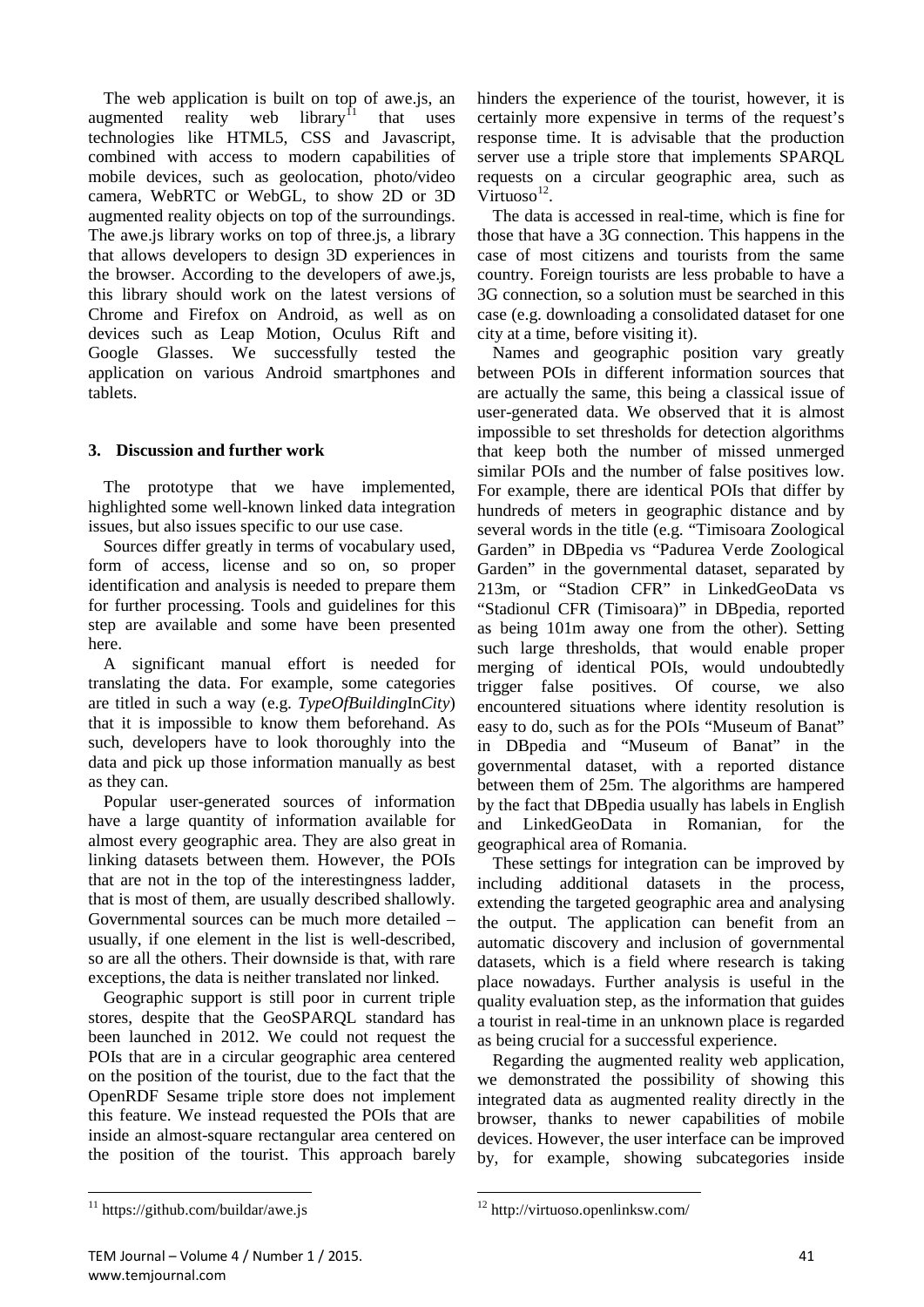The web application is built on top of awe.js, an augmented reality web library[11] that uses technologies like HTML5, CSS and Javascript, combined with access to modern capabilities of mobile devices, such as geolocation, photo/video camera, WebRTC or WebGL, to show 2D or 3D augmented reality objects on top of the surroundings. The awe.js library works on top of three.js, a library that allows developers to design 3D experiences in the browser. According to the developers of awe.js, this library should work on the latest versions of Chrome and Firefox on Android, as well as on devices such as Leap Motion, Oculus Rift and Google Glasses. We successfully tested the application on various Android smartphones and tablets.

## 3. Discussion and further work

The prototype that we have implemented, highlighted some well-known linked data integration issues, but also issues specific to our use case.

Sources differ greatly in terms of vocabulary used, form of access, license and so on, so proper identification and analysis is needed to prepare them for further processing. Tools and guidelines for this step are available and some have been presented here.

A significant manual effort is needed for translating the data. For example, some categories are titled in such a way (e.g. *TypeOfBuilding*In*City*) that it is impossible to know them beforehand. As such, developers have to look thoroughly into the data and pick up those information manually as best as they can.

Popular user-generated sources of information have a large quantity of information available for almost every geographic area. They are also great in linking datasets between them. However, the POIs that are not in the top of the interestingness ladder, that is most of them, are usually described shallowly. Governmental sources can be much more detailed – usually, if one element in the list is well-described, so are all the others. Their downside is that, with rare exceptions, the data is neither translated nor linked.

Geographic support is still poor in current triple stores, despite that the GeoSPARQL standard has been launched in 2012. We could not request the POIs that are in a circular geographic area centered on the position of the tourist, due to the fact that the OpenRDF Sesame triple store does not implement this feature. We instead requested the POIs that are inside an almost-square rectangular area centered on the position of the tourist. This approach barely hinders the experience of the tourist, however, it is certainly more expensive in terms of the request's response time. It is advisable that the production server use a triple store that implements SPARQL requests on a circular geographic area, such as Virtuoso[12].

The data is accessed in real-time, which is fine for those that have a 3G connection. This happens in the case of most citizens and tourists from the same country. Foreign tourists are less probable to have a 3G connection, so a solution must be searched in this case (e.g. downloading a consolidated dataset for one city at a time, before visiting it).

Names and geographic position vary greatly between POIs in different information sources that are actually the same, this being a classical issue of user-generated data. We observed that it is almost impossible to set thresholds for detection algorithms that keep both the number of missed unmerged similar POIs and the number of false positives low. For example, there are identical POIs that differ by hundreds of meters in geographic distance and by several words in the title (e.g. "Timisoara Zoological Garden" in DBpedia vs "Padurea Verde Zoological Garden" in the governmental dataset, separated by 213m, or "Stadion CFR" in LinkedGeoData vs "Stadionul CFR (Timisoara)" in DBpedia, reported as being 101m away one from the other). Setting such large thresholds, that would enable proper merging of identical POIs, would undoubtedly trigger false positives. Of course, we also encountered situations where identity resolution is easy to do, such as for the POIs "Museum of Banat" in DBpedia and "Museum of Banat" in the governmental dataset, with a reported distance between them of 25m. The algorithms are hampered by the fact that DBpedia usually has labels in English and LinkedGeoData in Romanian, for the geographical area of Romania.

These settings for integration can be improved by including additional datasets in the process, extending the targeted geographic area and analysing the output. The application can benefit from an automatic discovery and inclusion of governmental datasets, which is a field where research is taking place nowadays. Further analysis is useful in the quality evaluation step, as the information that guides a tourist in real-time in an unknown place is regarded as being crucial for a successful experience.

Regarding the augmented reality web application, we demonstrated the possibility of showing this integrated data as augmented reality directly in the browser, thanks to newer capabilities of mobile devices. However, the user interface can be improved by, for example, showing subcategories inside

[11] https://github.com/buildar/awe.js

[12] http://virtuoso.openlinksw.com/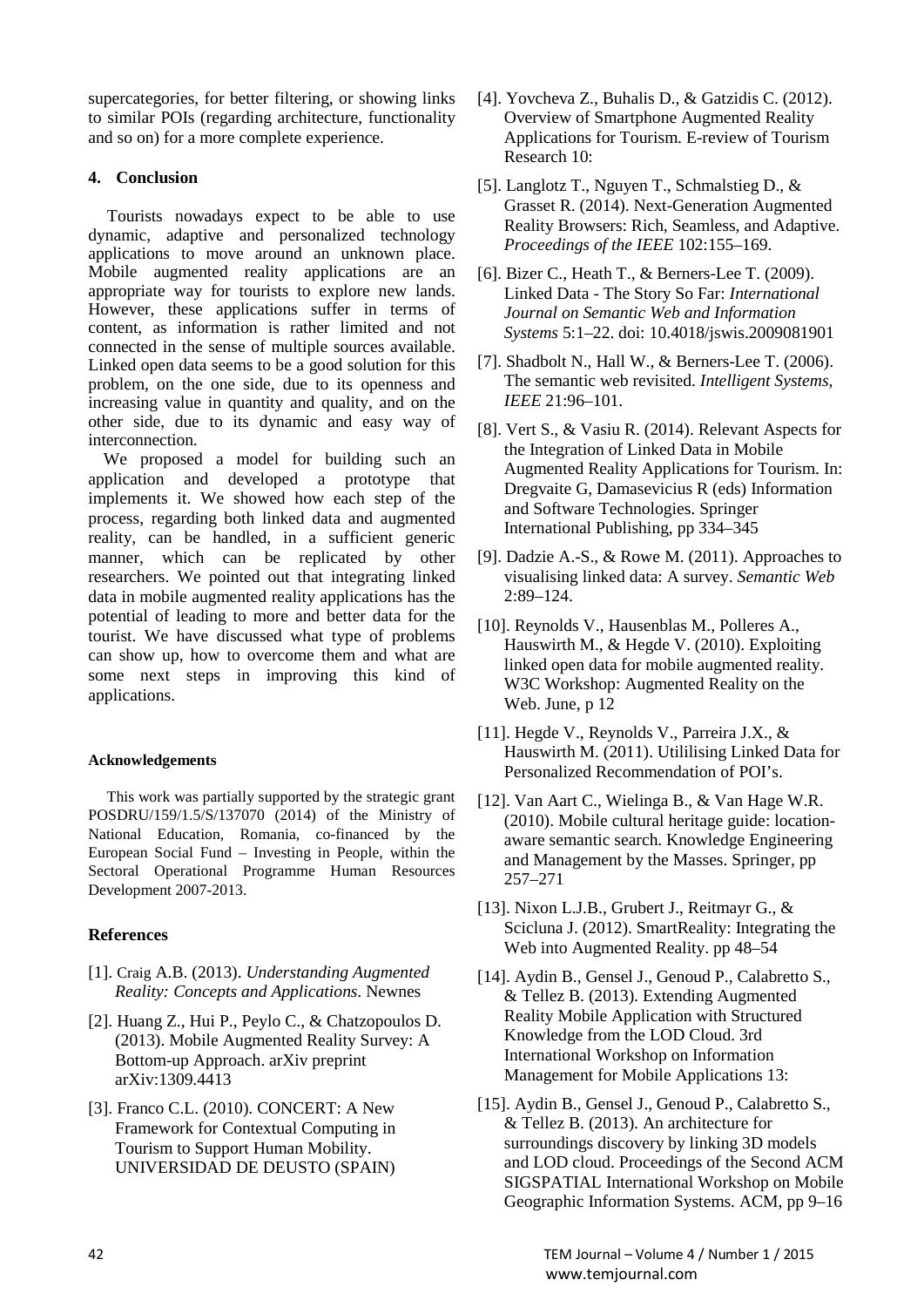supercategories, for better filtering, or showing links to similar POIs (regarding architecture, functionality and so on) for a more complete experience.

## 4. Conclusion

Tourists nowadays expect to be able to use dynamic, adaptive and personalized technology applications to move around an unknown place. Mobile augmented reality applications are an appropriate way for tourists to explore new lands. However, these applications suffer in terms of content, as information is rather limited and not connected in the sense of multiple sources available. Linked open data seems to be a good solution for this problem, on the one side, due to its openness and increasing value in quantity and quality, and on the other side, due to its dynamic and easy way of interconnection.

We proposed a model for building such an application and developed a prototype that implements it. We showed how each step of the process, regarding both linked data and augmented reality, can be handled, in a sufficient generic manner, which can be replicated by other researchers. We pointed out that integrating linked data in mobile augmented reality applications has the potential of leading to more and better data for the tourist. We have discussed what type of problems can show up, how to overcome them and what are some next steps in improving this kind of applications.

#### Acknowledgements

This work was partially supported by the strategic grant POSDRU/159/1.5/S/137070 (2014) of the Ministry of National Education, Romania, co-financed by the European Social Fund – Investing in People, within the Sectoral Operational Programme Human Resources Development 2007-2013.

## References

[1]. Craig A.B. (2013). *Understanding Augmented Reality: Concepts and Applications*. Newnes

[2]. Huang Z., Hui P., Peylo C., & Chatzopoulos D. (2013). Mobile Augmented Reality Survey: A Bottom-up Approach. arXiv preprint arXiv:1309.4413

[3]. Franco C.L. (2010). CONCERT: A New Framework for Contextual Computing in Tourism to Support Human Mobility. UNIVERSIDAD DE DEUSTO (SPAIN)

[4]. Yovcheva Z., Buhalis D., & Gatzidis C. (2012). Overview of Smartphone Augmented Reality Applications for Tourism. E-review of Tourism Research 10:

[5]. Langlotz T., Nguyen T., Schmalstieg D., & Grasset R. (2014). Next-Generation Augmented Reality Browsers: Rich, Seamless, and Adaptive. *Proceedings of the IEEE* 102:155–169.

[6]. Bizer C., Heath T., & Berners-Lee T. (2009). Linked Data - The Story So Far: *International Journal on Semantic Web and Information Systems* 5:1–22. doi: 10.4018/jswis.2009081901

[7]. Shadbolt N., Hall W., & Berners-Lee T. (2006). The semantic web revisited. *Intelligent Systems, IEEE* 21:96–101.

[8]. Vert S., & Vasiu R. (2014). Relevant Aspects for the Integration of Linked Data in Mobile Augmented Reality Applications for Tourism. In: Dregvaite G, Damasevicius R (eds) Information and Software Technologies. Springer International Publishing, pp 334–345

[9]. Dadzie A.-S., & Rowe M. (2011). Approaches to visualising linked data: A survey. *Semantic Web* 2:89–124.

[10]. Reynolds V., Hausenblas M., Polleres A., Hauswirth M., & Hegde V. (2010). Exploiting linked open data for mobile augmented reality. W3C Workshop: Augmented Reality on the Web. June, p 12

[11]. Hegde V., Reynolds V., Parreira J.X., & Hauswirth M. (2011). Utililising Linked Data for Personalized Recommendation of POI's.

[12]. Van Aart C., Wielinga B., & Van Hage W.R. (2010). Mobile cultural heritage guide: location-aware semantic search. Knowledge Engineering and Management by the Masses. Springer, pp 257–271

[13]. Nixon L.J.B., Grubert J., Reitmayr G., & Scicluna J. (2012). SmartReality: Integrating the Web into Augmented Reality. pp 48–54

[14]. Aydin B., Gensel J., Genoud P., Calabretto S., & Tellez B. (2013). Extending Augmented Reality Mobile Application with Structured Knowledge from the LOD Cloud. 3rd International Workshop on Information Management for Mobile Applications 13:

[15]. Aydin B., Gensel J., Genoud P., Calabretto S., & Tellez B. (2013). An architecture for surroundings discovery by linking 3D models and LOD cloud. Proceedings of the Second ACM SIGSPATIAL International Workshop on Mobile Geographic Information Systems. ACM, pp 9–16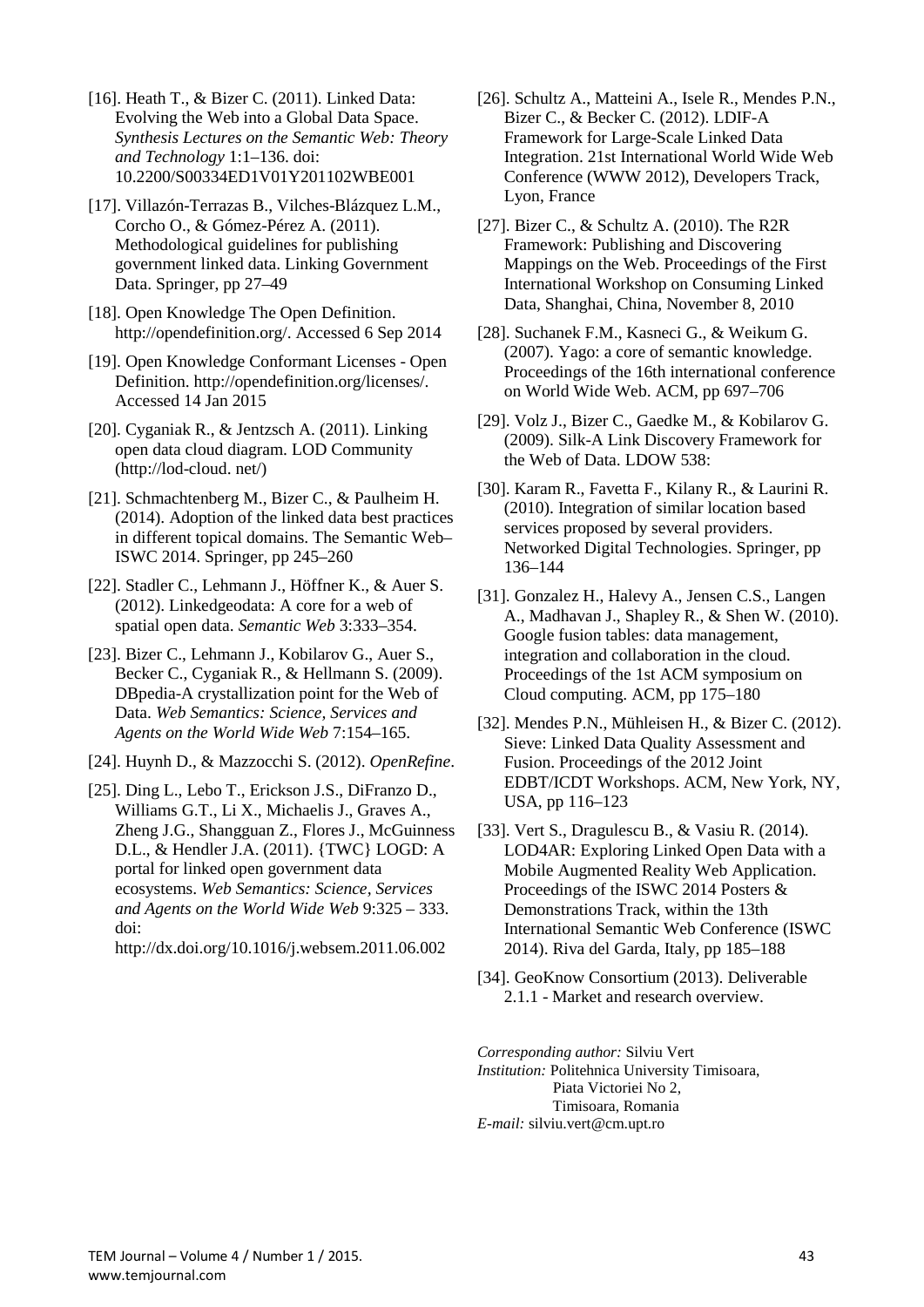[16]. Heath T., & Bizer C. (2011). Linked Data: Evolving the Web into a Global Data Space. *Synthesis Lectures on the Semantic Web: Theory and Technology* 1:1–136. doi: 10.2200/S00334ED1V01Y201102WBE001

[17]. Villazón-Terrazas B., Vilches-Blázquez L.M., Corcho O., & Gómez-Pérez A. (2011). Methodological guidelines for publishing government linked data. Linking Government Data. Springer, pp 27–49

[18]. Open Knowledge The Open Definition. http://opendefinition.org/. Accessed 6 Sep 2014

[19]. Open Knowledge Conformant Licenses - Open Definition. http://opendefinition.org/licenses/. Accessed 14 Jan 2015

[20]. Cyganiak R., & Jentzsch A. (2011). Linking open data cloud diagram. LOD Community (http://lod-cloud. net/)

[21]. Schmachtenberg M., Bizer C., & Paulheim H. (2014). Adoption of the linked data best practices in different topical domains. The Semantic Web–ISWC 2014. Springer, pp 245–260

[22]. Stadler C., Lehmann J., Höffner K., & Auer S. (2012). Linkedgeodata: A core for a web of spatial open data. *Semantic Web* 3:333–354.

[23]. Bizer C., Lehmann J., Kobilarov G., Auer S., Becker C., Cyganiak R., & Hellmann S. (2009). DBpedia-A crystallization point for the Web of Data. *Web Semantics: Science, Services and Agents on the World Wide Web* 7:154–165.

[24]. Huynh D., & Mazzocchi S. (2012). *OpenRefine*.

[25]. Ding L., Lebo T., Erickson J.S., DiFranzo D., Williams G.T., Li X., Michaelis J., Graves A., Zheng J.G., Shangguan Z., Flores J., McGuinness D.L., & Hendler J.A. (2011). {TWC} LOGD: A portal for linked open government data ecosystems. *Web Semantics: Science, Services and Agents on the World Wide Web* 9:325 – 333. doi: http://dx.doi.org/10.1016/j.websem.2011.06.002

[26]. Schultz A., Matteini A., Isele R., Mendes P.N., Bizer C., & Becker C. (2012). LDIF-A Framework for Large-Scale Linked Data Integration. 21st International World Wide Web Conference (WWW 2012), Developers Track, Lyon, France

[27]. Bizer C., & Schultz A. (2010). The R2R Framework: Publishing and Discovering Mappings on the Web. Proceedings of the First International Workshop on Consuming Linked Data, Shanghai, China, November 8, 2010

[28]. Suchanek F.M., Kasneci G., & Weikum G. (2007). Yago: a core of semantic knowledge. Proceedings of the 16th international conference on World Wide Web. ACM, pp 697–706

[29]. Volz J., Bizer C., Gaedke M., & Kobilarov G. (2009). Silk-A Link Discovery Framework for the Web of Data. LDOW 538:

[30]. Karam R., Favetta F., Kilany R., & Laurini R. (2010). Integration of similar location based services proposed by several providers. Networked Digital Technologies. Springer, pp 136–144

[31]. Gonzalez H., Halevy A., Jensen C.S., Langen A., Madhavan J., Shapley R., & Shen W. (2010). Google fusion tables: data management, integration and collaboration in the cloud. Proceedings of the 1st ACM symposium on Cloud computing. ACM, pp 175–180

[32]. Mendes P.N., Mühleisen H., & Bizer C. (2012). Sieve: Linked Data Quality Assessment and Fusion. Proceedings of the 2012 Joint EDBT/ICDT Workshops. ACM, New York, NY, USA, pp 116–123

[33]. Vert S., Dragulescu B., & Vasiu R. (2014). LOD4AR: Exploring Linked Open Data with a Mobile Augmented Reality Web Application. Proceedings of the ISWC 2014 Posters & Demonstrations Track, within the 13th International Semantic Web Conference (ISWC 2014). Riva del Garda, Italy, pp 185–188

[34]. GeoKnow Consortium (2013). Deliverable 2.1.1 - Market and research overview.

*Corresponding author:* Silviu Vert
*Institution:* Politehnica University Timisoara,
Piata Victoriei No 2,
Timisoara, Romania
*E-mail:* silviu.vert@cm.upt.ro